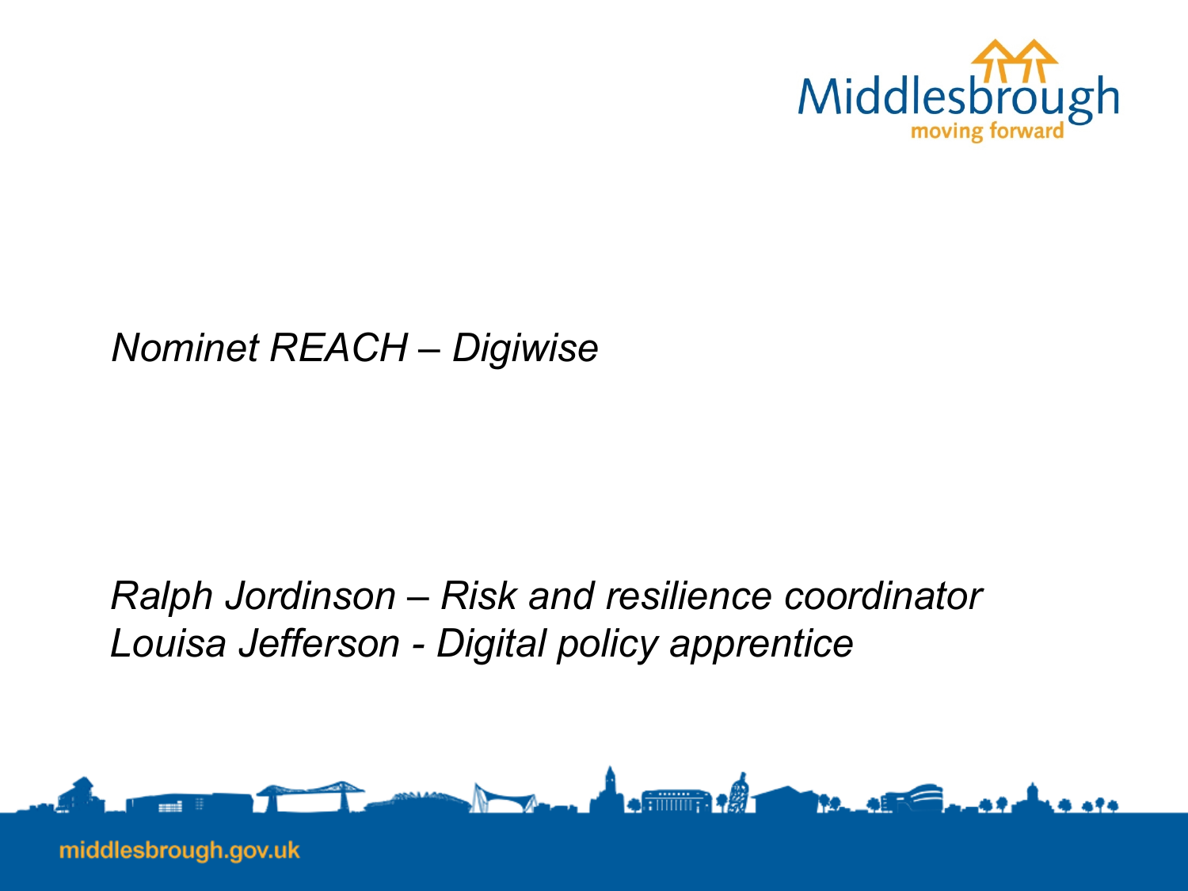Middlesbrough
moving forward

# *Nominet REACH – Digiwise*

*Ralph Jordinson – Risk and resilience coordinator*
*Louisa Jefferson - Digital policy apprentice*

middlesbrough.gov.uk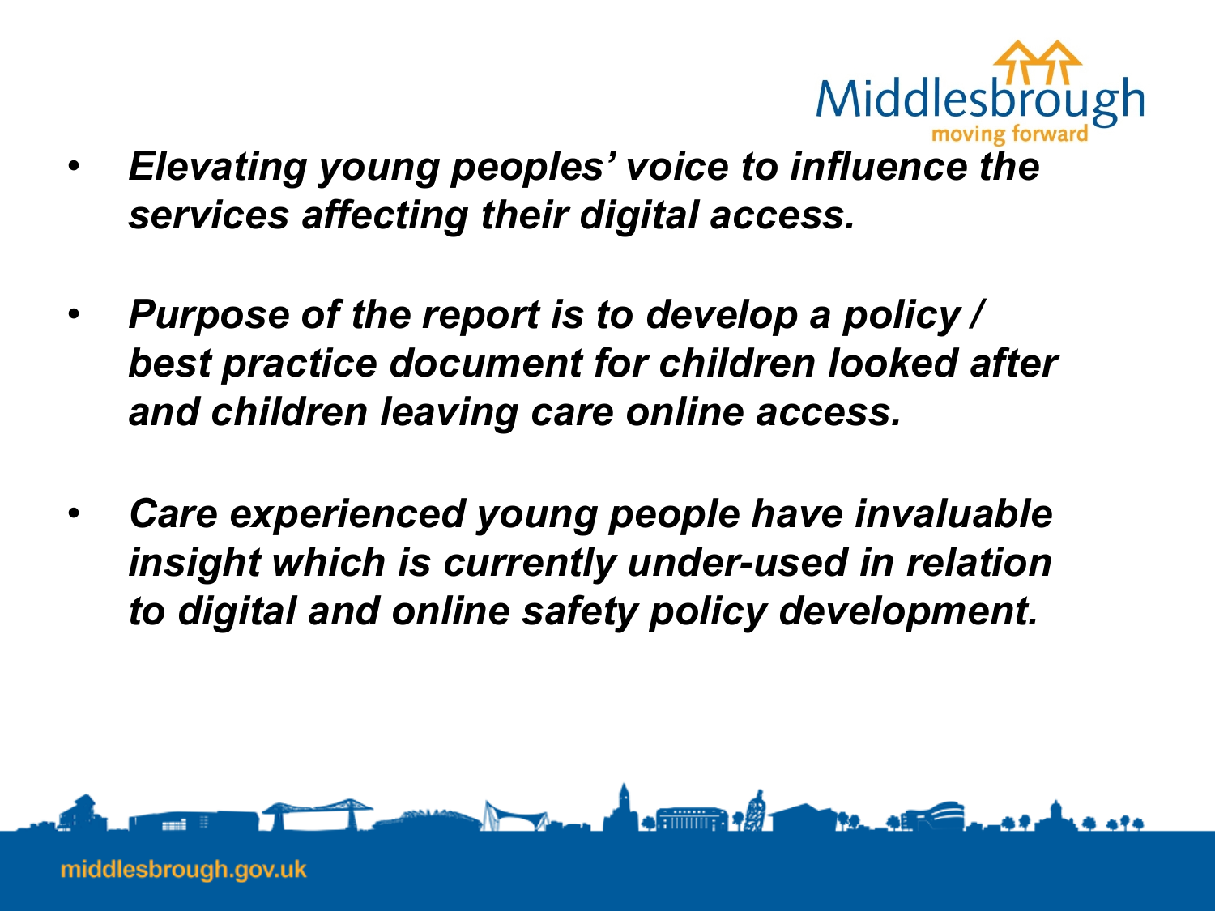- ***Elevating young peoples' voice to influence the services affecting their digital access.***

- ***Purpose of the report is to develop a policy / best practice document for children looked after and children leaving care online access.***

- ***Care experienced young people have invaluable insight which is currently under-used in relation to digital and online safety policy development.***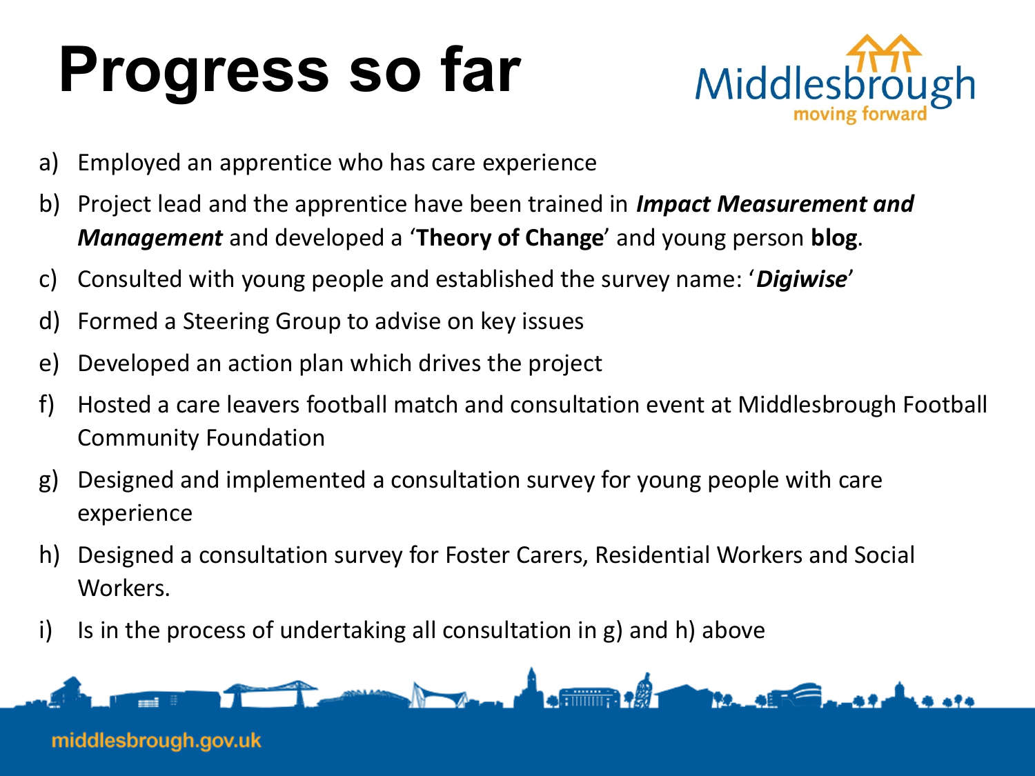# Progress so far

a) Employed an apprentice who has care experience

b) Project lead and the apprentice have been trained in ***Impact Measurement and Management*** and developed a '**Theory of Change**' and young person **blog**.

c) Consulted with young people and established the survey name: '***Digiwise***'

d) Formed a Steering Group to advise on key issues

e) Developed an action plan which drives the project

f) Hosted a care leavers football match and consultation event at Middlesbrough Football Community Foundation

g) Designed and implemented a consultation survey for young people with care experience

h) Designed a consultation survey for Foster Carers, Residential Workers and Social Workers.

i) Is in the process of undertaking all consultation in g) and h) above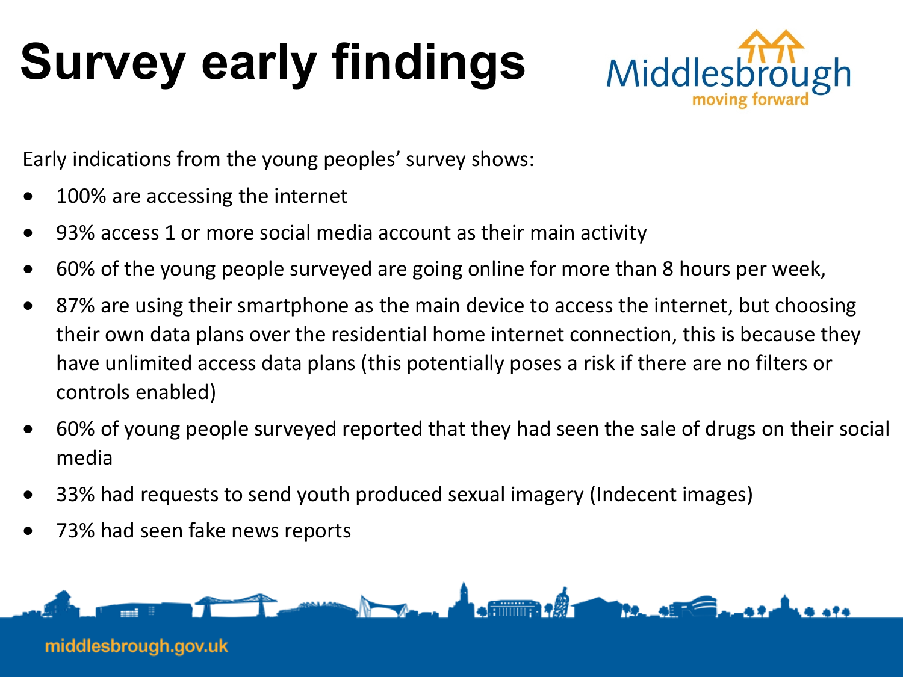# Survey early findings

Early indications from the young peoples' survey shows:

- 100% are accessing the internet
- 93% access 1 or more social media account as their main activity
- 60% of the young people surveyed are going online for more than 8 hours per week,
- 87% are using their smartphone as the main device to access the internet, but choosing their own data plans over the residential home internet connection, this is because they have unlimited access data plans (this potentially poses a risk if there are no filters or controls enabled)
- 60% of young people surveyed reported that they had seen the sale of drugs on their social media
- 33% had requests to send youth produced sexual imagery (Indecent images)
- 73% had seen fake news reports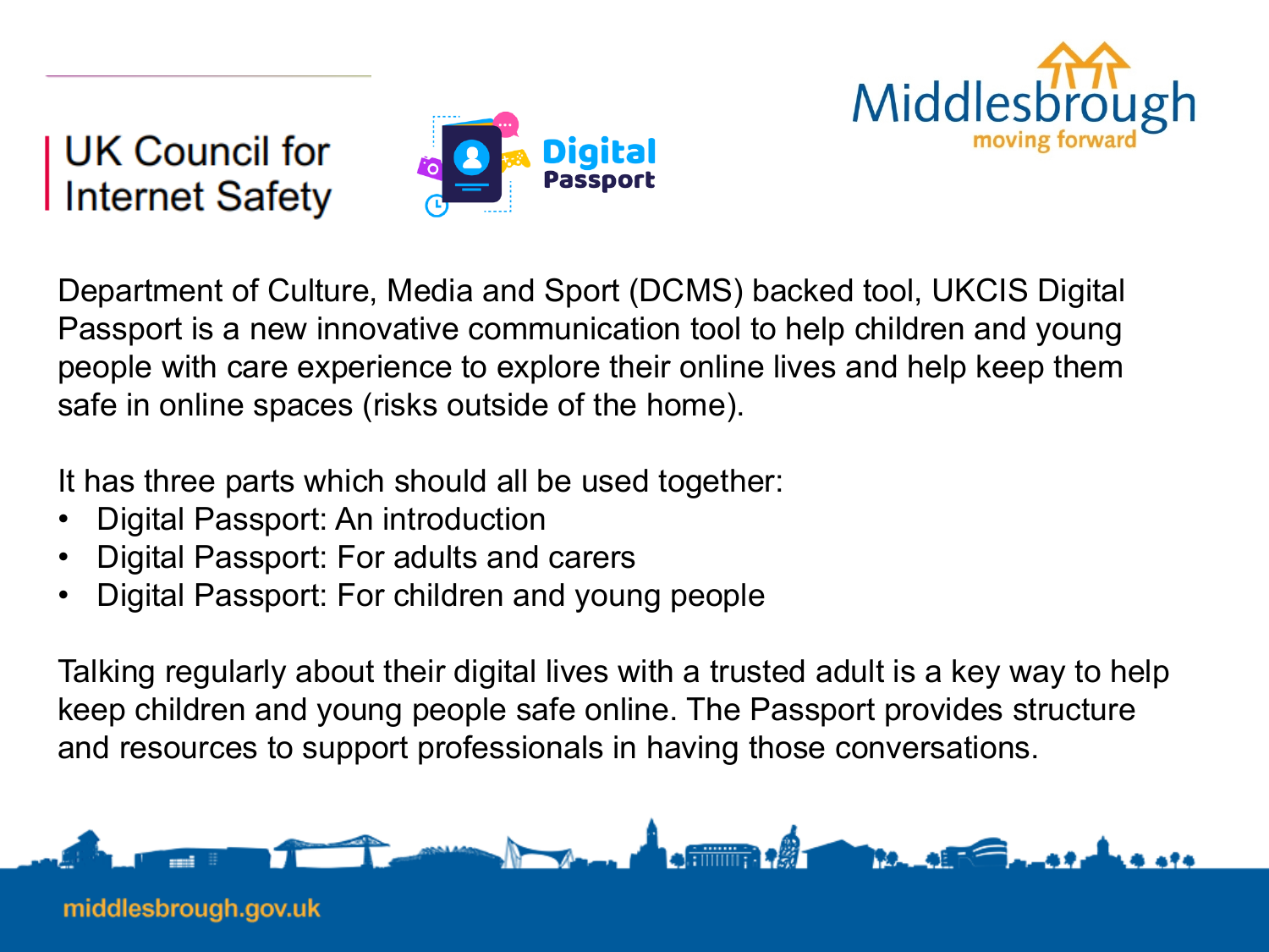UK Council for Internet Safety

Digital Passport

Middlesbrough moving forward

Department of Culture, Media and Sport (DCMS) backed tool, UKCIS Digital Passport is a new innovative communication tool to help children and young people with care experience to explore their online lives and help keep them safe in online spaces (risks outside of the home).

It has three parts which should all be used together:

- Digital Passport: An introduction
- Digital Passport: For adults and carers
- Digital Passport: For children and young people

Talking regularly about their digital lives with a trusted adult is a key way to help keep children and young people safe online. The Passport provides structure and resources to support professionals in having those conversations.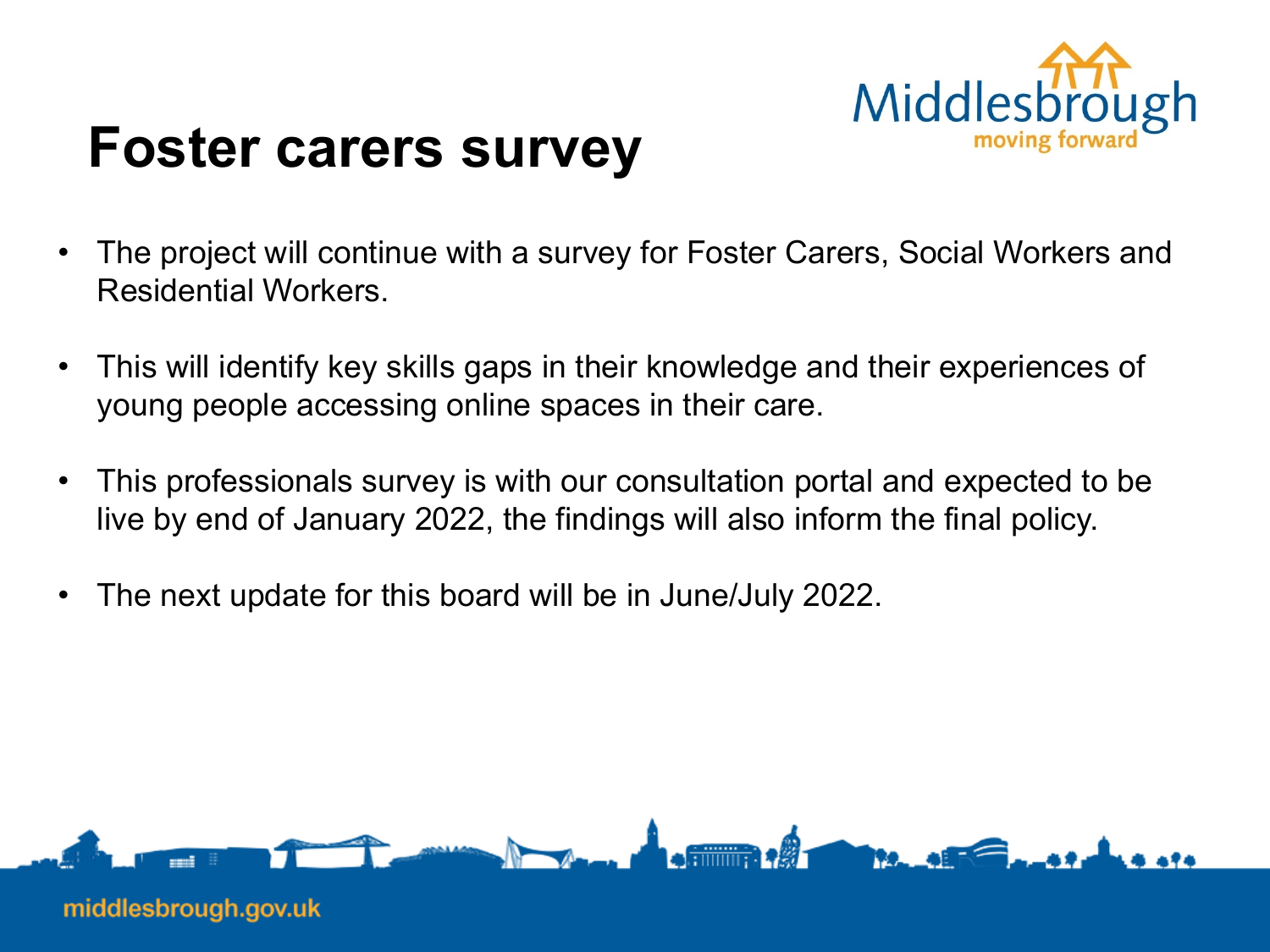# Foster carers survey

- The project will continue with a survey for Foster Carers, Social Workers and Residential Workers.
- This will identify key skills gaps in their knowledge and their experiences of young people accessing online spaces in their care.
- This professionals survey is with our consultation portal and expected to be live by end of January 2022, the findings will also inform the final policy.
- The next update for this board will be in June/July 2022.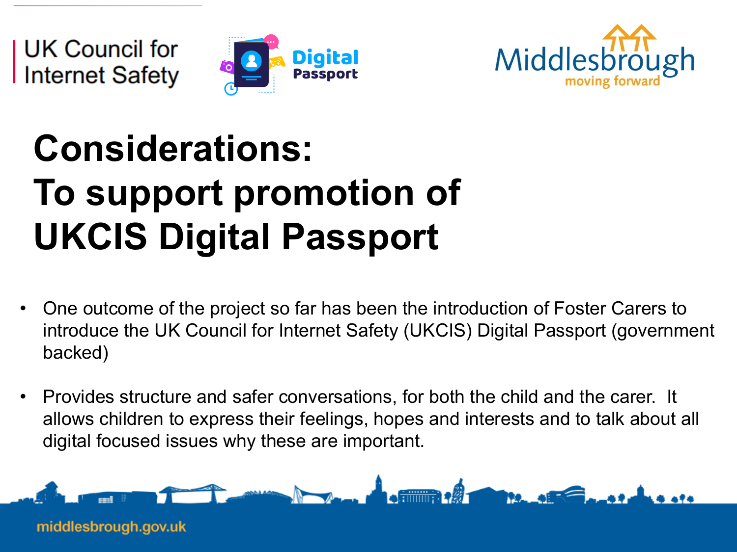UK Council for Internet Safety

Digital Passport

Middlesbrough moving forward

# Considerations: To support promotion of UKCIS Digital Passport

- One outcome of the project so far has been the introduction of Foster Carers to introduce the UK Council for Internet Safety (UKCIS) Digital Passport (government backed)
- Provides structure and safer conversations, for both the child and the carer. It allows children to express their feelings, hopes and interests and to talk about all digital focused issues why these are important.

middlesbrough.gov.uk